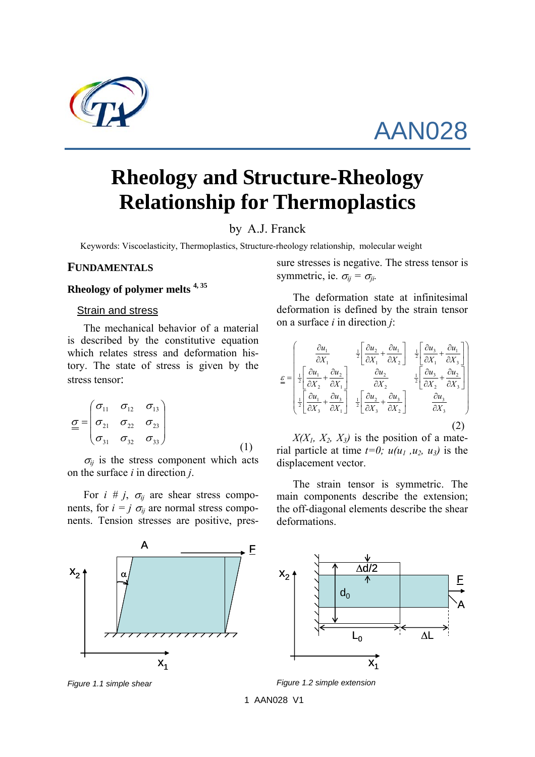AAN028

# Rheology and Structure-Rheology Relationship for Thermoplastics

by A.J. Franck

Keywords: Viscoelasticity, Thermoplastics, Structure-rheology relationship, molecular weight

## FUNDAMENTALS

### Rheology of polymer melts [4, 35]

#### Strain and stress

The mechanical behavior of a material is described by the constitutive equation which relates stress and deformation history. The state of stress is given by the stress tensor:

$$\underline{\underline{\sigma}} = \begin{pmatrix} \sigma_{11} & \sigma_{12} & \sigma_{13} \\ \sigma_{21} & \sigma_{22} & \sigma_{23} \\ \sigma_{31} & \sigma_{32} & \sigma_{33} \end{pmatrix} \quad (1)$$

$\sigma_{ij}$ is the stress component which acts on the surface $i$ in direction $j$.

For $i \# j$, $\sigma_{ij}$ are shear stress components, for $i = j$ $\sigma_{ij}$ are normal stress components. Tension stresses are positive, pressure stresses is negative. The stress tensor is symmetric, ie. $\sigma_{ij} = \sigma_{ji}$.

The deformation state at infinitesimal deformation is defined by the strain tensor on a surface $i$ in direction $j$:

$$\underline{\underline{\varepsilon}} = \begin{pmatrix} \frac{\partial u_1}{\partial X_1} & \frac{1}{2}\left[\frac{\partial u_2}{\partial X_1} + \frac{\partial u_1}{\partial X_2}\right] & \frac{1}{2}\left[\frac{\partial u_3}{\partial X_1} + \frac{\partial u_1}{\partial X_3}\right] \\ \frac{1}{2}\left[\frac{\partial u_1}{\partial X_2} + \frac{\partial u_2}{\partial X_1}\right] & \frac{\partial u_2}{\partial X_2} & \frac{1}{2}\left[\frac{\partial u_3}{\partial X_2} + \frac{\partial u_2}{\partial X_3}\right] \\ \frac{1}{2}\left[\frac{\partial u_1}{\partial X_3} + \frac{\partial u_3}{\partial X_1}\right] & \frac{1}{2}\left[\frac{\partial u_2}{\partial X_3} + \frac{\partial u_3}{\partial X_2}\right] & \frac{\partial u_3}{\partial X_3} \end{pmatrix} \quad (2)$$

$X(X_1, X_2, X_3)$ is the position of a material particle at time $t=0$; $u(u_1, u_2, u_3)$ is the displacement vector.

The strain tensor is symmetric. The main components describe the extension; the off-diagonal elements describe the shear deformations.

*Figure 1.1 simple shear*

*Figure 1.2 simple extension*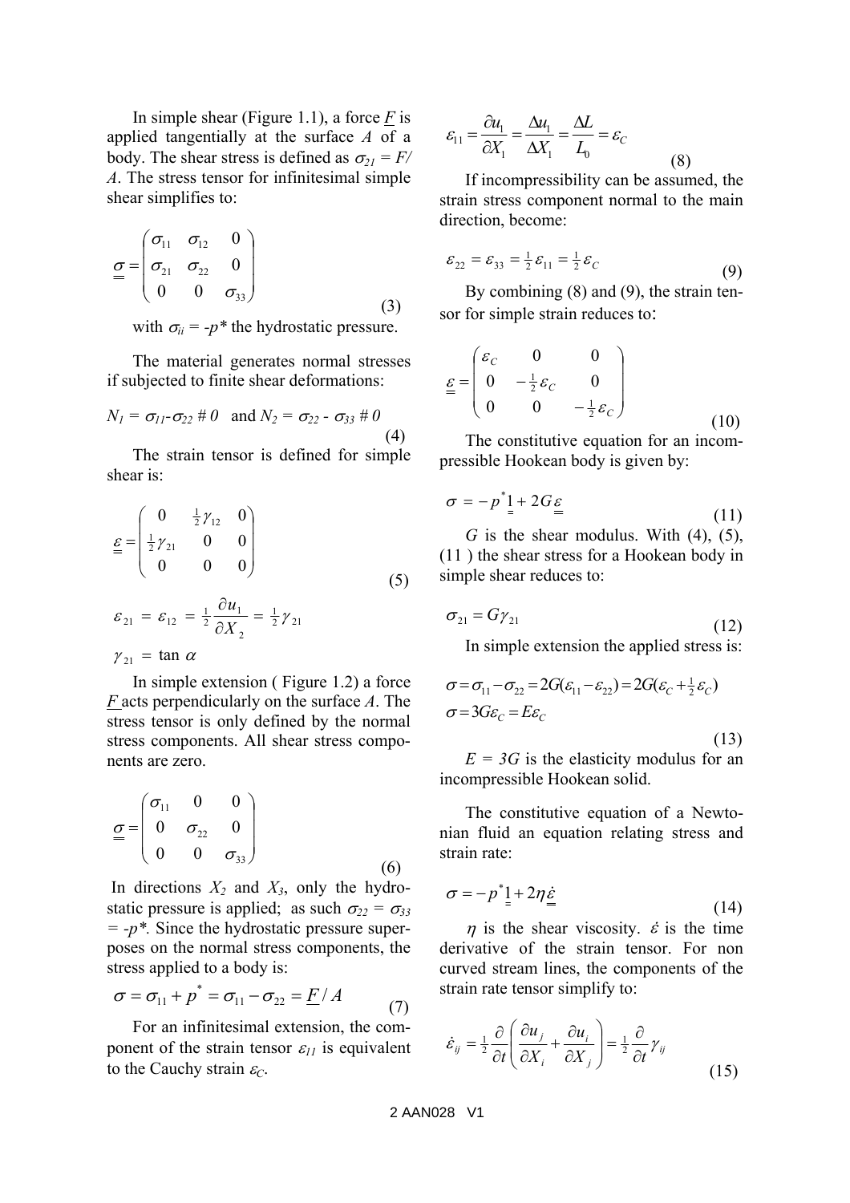In simple shear (Figure 1.1), a force $\underline{F}$ is applied tangentially at the surface $A$ of a body. The shear stress is defined as $\sigma_{21} = F/A$. The stress tensor for infinitesimal simple shear simplifies to:

$$\underline{\underline{\sigma}} = \begin{pmatrix} \sigma_{11} & \sigma_{12} & 0 \\ \sigma_{21} & \sigma_{22} & 0 \\ 0 & 0 & \sigma_{33} \end{pmatrix} \tag{3}$$

with $\sigma_{ii} = -p^*$ the hydrostatic pressure.

The material generates normal stresses if subjected to finite shear deformations:

$$N_1 = \sigma_{11} - \sigma_{22} \neq 0 \quad \text{and } N_2 = \sigma_{22} - \sigma_{33} \neq 0 \tag{4}$$

The strain tensor is defined for simple shear is:

$$\underline{\underline{\varepsilon}} = \begin{pmatrix} 0 & \frac{1}{2}\gamma_{12} & 0 \\ \frac{1}{2}\gamma_{21} & 0 & 0 \\ 0 & 0 & 0 \end{pmatrix} \tag{5}$$

$$\varepsilon_{21} = \varepsilon_{12} = \tfrac{1}{2}\frac{\partial u_1}{\partial X_2} = \tfrac{1}{2}\gamma_{21}$$

$$\gamma_{21} = \tan\alpha$$

In simple extension ( Figure 1.2) a force $\underline{F}$ acts perpendicularly on the surface $A$. The stress tensor is only defined by the normal stress components. All shear stress components are zero.

$$\underline{\underline{\sigma}} = \begin{pmatrix} \sigma_{11} & 0 & 0 \\ 0 & \sigma_{22} & 0 \\ 0 & 0 & \sigma_{33} \end{pmatrix} \tag{6}$$

In directions $X_2$ and $X_3$, only the hydrostatic pressure is applied; as such $\sigma_{22} = \sigma_{33} = -p^*$. Since the hydrostatic pressure superposes on the normal stress components, the stress applied to a body is:

$$\sigma = \sigma_{11} + p^* = \sigma_{11} - \sigma_{22} = \underline{F}/A \tag{7}$$

For an infinitesimal extension, the component of the strain tensor $\varepsilon_{11}$ is equivalent to the Cauchy strain $\varepsilon_C$.

$$\varepsilon_{11} = \frac{\partial u_1}{\partial X_1} = \frac{\Delta u_1}{\Delta X_1} = \frac{\Delta L}{L_0} = \varepsilon_C \tag{8}$$

If incompressibility can be assumed, the strain stress component normal to the main direction, become:

$$\varepsilon_{22} = \varepsilon_{33} = \tfrac{1}{2}\varepsilon_{11} = \tfrac{1}{2}\varepsilon_C \tag{9}$$

By combining (8) and (9), the strain tensor for simple strain reduces to:

$$\underline{\underline{\varepsilon}} = \begin{pmatrix} \varepsilon_C & 0 & 0 \\ 0 & -\frac{1}{2}\varepsilon_C & 0 \\ 0 & 0 & -\frac{1}{2}\varepsilon_C \end{pmatrix} \tag{10}$$

The constitutive equation for an incompressible Hookean body is given by:

$$\sigma = -p^*\underline{\underline{1}} + 2G\underline{\underline{\varepsilon}} \tag{11}$$

$G$ is the shear modulus. With (4), (5), (11 ) the shear stress for a Hookean body in simple shear reduces to:

$$\sigma_{21} = G\gamma_{21} \tag{12}$$

In simple extension the applied stress is:

$$\begin{aligned} \sigma &= \sigma_{11} - \sigma_{22} = 2G(\varepsilon_{11} - \varepsilon_{22}) = 2G(\varepsilon_C + \tfrac{1}{2}\varepsilon_C) \\ \sigma &= 3G\varepsilon_C = E\varepsilon_C \end{aligned} \tag{13}$$

$E = 3G$ is the elasticity modulus for an incompressible Hookean solid.

The constitutive equation of a Newtonian fluid an equation relating stress and strain rate:

$$\sigma = -p^*\underline{\underline{1}} + 2\eta\underline{\underline{\dot{\varepsilon}}} \tag{14}$$

$\eta$ is the shear viscosity. $\dot{\varepsilon}$ is the time derivative of the strain tensor. For non curved stream lines, the components of the strain rate tensor simplify to:

$$\dot{\varepsilon}_{ij} = \tfrac{1}{2}\frac{\partial}{\partial t}\left(\frac{\partial u_j}{\partial X_i} + \frac{\partial u_i}{\partial X_j}\right) = \tfrac{1}{2}\frac{\partial}{\partial t}\gamma_{ij} \tag{15}$$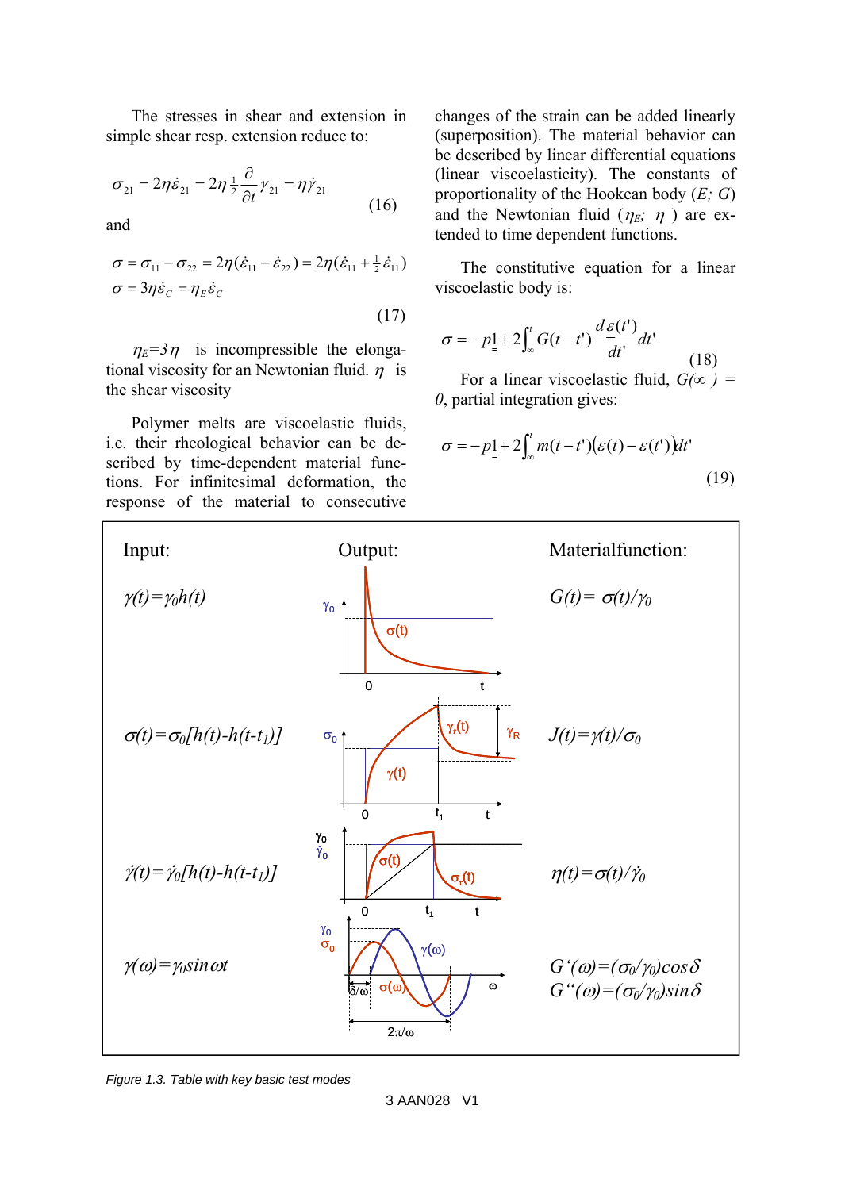The stresses in shear and extension in simple shear resp. extension reduce to:

$$\sigma_{21} = 2\eta\dot{\varepsilon}_{21} = 2\eta\tfrac{1}{2}\frac{\partial}{\partial t}\gamma_{21} = \eta\dot{\gamma}_{21} \tag{16}$$

and

$$\begin{aligned}\sigma &= \sigma_{11} - \sigma_{22} = 2\eta(\dot{\varepsilon}_{11} - \dot{\varepsilon}_{22}) = 2\eta(\dot{\varepsilon}_{11} + \tfrac{1}{2}\dot{\varepsilon}_{11}) \\ \sigma &= 3\eta\dot{\varepsilon}_C = \eta_E\dot{\varepsilon}_C\end{aligned} \tag{17}$$

$\eta_E = 3\eta$ is incompressible the elongational viscosity for an Newtonian fluid. $\eta$ is the shear viscosity

Polymer melts are viscoelastic fluids, i.e. their rheological behavior can be described by time-dependent material functions. For infinitesimal deformation, the response of the material to consecutive changes of the strain can be added linearly (superposition). The material behavior can be described by linear differential equations (linear viscoelasticity). The constants of proportionality of the Hookean body ($E$; $G$) and the Newtonian fluid ($\eta_E$; $\eta$) are extended to time dependent functions.

The constitutive equation for a linear viscoelastic body is:

$$\sigma = -p\underline{\underline{1}} + 2\int_{\infty}^{t} G(t-t')\frac{d\underline{\underline{\varepsilon}}(t')}{dt'}dt' \tag{18}$$

For a linear viscoelastic fluid, $G(\infty) = 0$, partial integration gives:

$$\sigma = -p\underline{\underline{1}} + 2\int_{\infty}^{t} m(t-t')\big(\varepsilon(t) - \varepsilon(t')\big)dt' \tag{19}$$

| Input: | Output: | Materialfunction: |
| --- | --- | --- |
| $\gamma(t)=\gamma_0 h(t)$ | | $G(t)=\sigma(t)/\gamma_0$ |
| $\sigma(t)=\sigma_0[h(t)-h(t-t_1)]$ | | $J(t)=\gamma(t)/\sigma_0$ |
| $\dot{\gamma}(t)=\dot{\gamma}_0[h(t)-h(t-t_1)]$ | | $\eta(t)=\sigma(t)/\dot{\gamma}_0$ |
| $\gamma(\omega)=\gamma_0 \sin\omega t$ | | $G'(\omega)=(\sigma_0/\gamma_0)\cos\delta$<br>$G''(\omega)=(\sigma_0/\gamma_0)\sin\delta$ |

*Figure 1.3. Table with key basic test modes*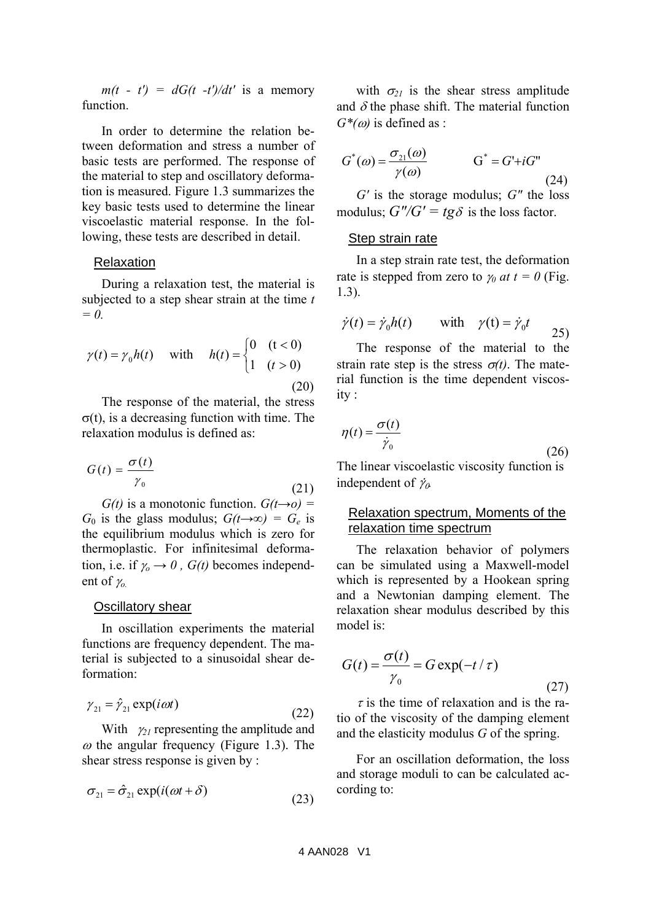$m(t - t') = dG(t - t')/dt'$ is a memory function.

In order to determine the relation between deformation and stress a number of basic tests are performed. The response of the material to step and oscillatory deformation is measured. Figure 1.3 summarizes the key basic tests used to determine the linear viscoelastic material response. In the following, these tests are described in detail.

## Relaxation

During a relaxation test, the material is subjected to a step shear strain at the time $t = 0$.

$$\gamma(t) = \gamma_0 h(t) \quad \text{with} \quad h(t) = \begin{cases} 0 & (t < 0) \\ 1 & (t > 0) \end{cases} \tag{20}$$

The response of the material, the stress σ(t), is a decreasing function with time. The relaxation modulus is defined as:

$$G(t) = \frac{\sigma(t)}{\gamma_0} \tag{21}$$

$G(t)$ is a monotonic function. $G(t \to o) = G_0$ is the glass modulus; $G(t \to \infty) = G_e$ is the equilibrium modulus which is zero for thermoplastic. For infinitesimal deformation, i.e. if $\gamma_o \to 0$ , $G(t)$ becomes independent of $\gamma_o$.

## Oscillatory shear

In oscillation experiments the material functions are frequency dependent. The material is subjected to a sinusoidal shear deformation:

$$\gamma_{21} = \hat{\gamma}_{21} \exp(i\omega t) \tag{22}$$

With $\gamma_{21}$ representing the amplitude and $\omega$ the angular frequency (Figure 1.3). The shear stress response is given by :

$$\sigma_{21} = \hat{\sigma}_{21} \exp(i(\omega t + \delta)) \tag{23}$$

with $\sigma_{21}$ is the shear stress amplitude and $\delta$ the phase shift. The material function $G^*(\omega)$ is defined as :

$$G^*(\omega) = \frac{\sigma_{21}(\omega)}{\gamma(\omega)} \qquad G^* = G' + iG'' \tag{24}$$

$G'$ is the storage modulus; $G''$ the loss modulus; $G''/G' = tg\delta$ is the loss factor.

## Step strain rate

In a step strain rate test, the deformation rate is stepped from zero to $\gamma_0$ *at* $t = 0$ (Fig. 1.3).

$$\dot{\gamma}(t) = \dot{\gamma}_0 h(t) \qquad \text{with} \quad \gamma(t) = \dot{\gamma}_0 t \tag{25}$$

The response of the material to the strain rate step is the stress $\sigma(t)$. The material function is the time dependent viscosity :

$$\eta(t) = \frac{\sigma(t)}{\dot{\gamma}_0} \tag{26}$$

The linear viscoelastic viscosity function is independent of $\dot{\gamma}_0$.

## Relaxation spectrum, Moments of the relaxation time spectrum

The relaxation behavior of polymers can be simulated using a Maxwell-model which is represented by a Hookean spring and a Newtonian damping element. The relaxation shear modulus described by this model is:

$$G(t) = \frac{\sigma(t)}{\gamma_0} = G \exp(-t/\tau) \tag{27}$$

$\tau$ is the time of relaxation and is the ratio of the viscosity of the damping element and the elasticity modulus $G$ of the spring.

For an oscillation deformation, the loss and storage moduli to can be calculated according to: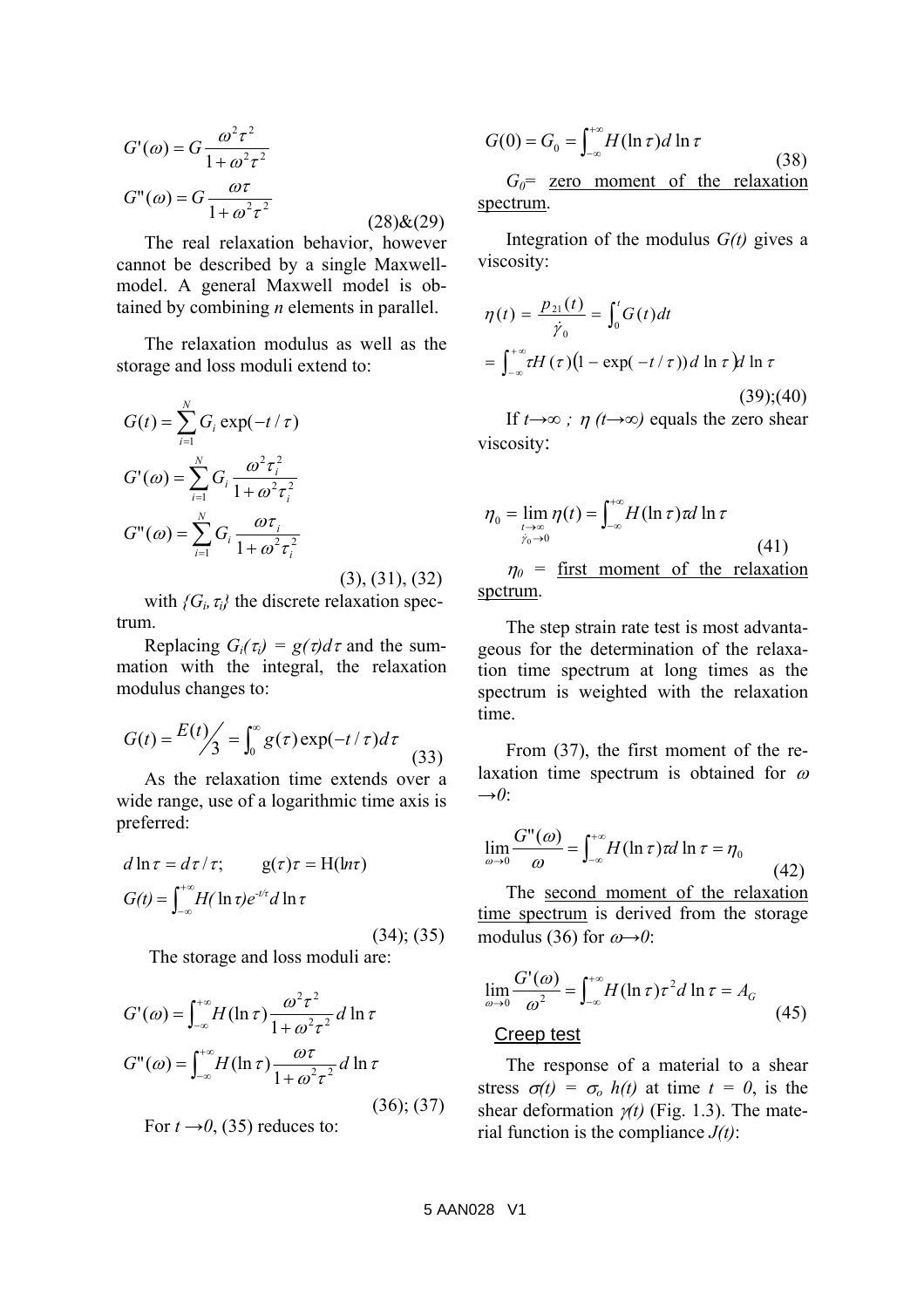$$G'(\omega) = G\frac{\omega^2\tau^2}{1+\omega^2\tau^2}$$

$$G''(\omega) = G\frac{\omega\tau}{1+\omega^2\tau^2} \tag{28\&29}$$

The real relaxation behavior, however cannot be described by a single Maxwell-model. A general Maxwell model is obtained by combining *n* elements in parallel.

The relaxation modulus as well as the storage and loss moduli extend to:

$$G(t) = \sum_{i=1}^{N} G_i \exp(-t/\tau)$$

$$G'(\omega) = \sum_{i=1}^{N} G_i \frac{\omega^2\tau_i^2}{1+\omega^2\tau_i^2}$$

$$G''(\omega) = \sum_{i=1}^{N} G_i \frac{\omega\tau_i}{1+\omega^2\tau_i^2}$$

(3), (31), (32)

with $\{G_i, \tau_i\}$ the discrete relaxation spectrum.

Replacing $G_i(\tau_i) = g(\tau)d\tau$ and the summation with the integral, the relaxation modulus changes to:

$$G(t) = \frac{E(t)}{3} = \int_0^{\infty} g(\tau)\exp(-t/\tau)d\tau \tag{33}$$

As the relaxation time extends over a wide range, use of a logarithmic time axis is preferred:

$$d\ln\tau = d\tau/\tau; \qquad g(\tau)\tau = H(\ln\tau)$$

$$G(t) = \int_{-\infty}^{+\infty} H(\ln\tau)e^{-t/\tau}d\ln\tau$$

(34); (35)

The storage and loss moduli are:

$$G'(\omega) = \int_{-\infty}^{+\infty} H(\ln\tau)\frac{\omega^2\tau^2}{1+\omega^2\tau^2}d\ln\tau$$

$$G''(\omega) = \int_{-\infty}^{+\infty} H(\ln\tau)\frac{\omega\tau}{1+\omega^2\tau^2}d\ln\tau$$

(36); (37)

For $t \to 0$, (35) reduces to:

$$G(0) = G_0 = \int_{-\infty}^{+\infty} H(\ln\tau)d\ln\tau \tag{38}$$

$G_0$= zero moment of the relaxation spectrum.

Integration of the modulus $G(t)$ gives a viscosity:

$$\eta(t) = \frac{p_{21}(t)}{\dot{\gamma}_0} = \int_0^t G(t)dt$$

$$= \int_{-\infty}^{+\infty} \tau H(\tau)\left(1 - \exp(-t/\tau)\right)d\ln\tau\Big)d\ln\tau$$

(39);(40)

If $t \to \infty$ ; $\eta(t \to \infty)$ equals the zero shear viscosity:

$$\eta_0 = \lim_{\substack{t\to\infty \\ \dot{\gamma}_0 \to 0}} \eta(t) = \int_{-\infty}^{+\infty} H(\ln\tau)\tau d\ln\tau \tag{41}$$

$\eta_0$ = first moment of the relaxation spctrum.

The step strain rate test is most advantageous for the determination of the relaxation time spectrum at long times as the spectrum is weighted with the relaxation time.

From (37), the first moment of the relaxation time spectrum is obtained for $\omega \to 0$:

$$\lim_{\omega\to 0}\frac{G''(\omega)}{\omega} = \int_{-\infty}^{+\infty} H(\ln\tau)\tau d\ln\tau = \eta_0 \tag{42}$$

The second moment of the relaxation time spectrum is derived from the storage modulus (36) for $\omega \to 0$:

$$\lim_{\omega\to 0}\frac{G'(\omega)}{\omega^2} = \int_{-\infty}^{+\infty} H(\ln\tau)\tau^2 d\ln\tau = A_G \tag{45}$$

### Creep test

The response of a material to a shear stress $\sigma(t) = \sigma_o h(t)$ at time $t = 0$, is the shear deformation $\gamma(t)$ (Fig. 1.3). The material function is the compliance $J(t)$: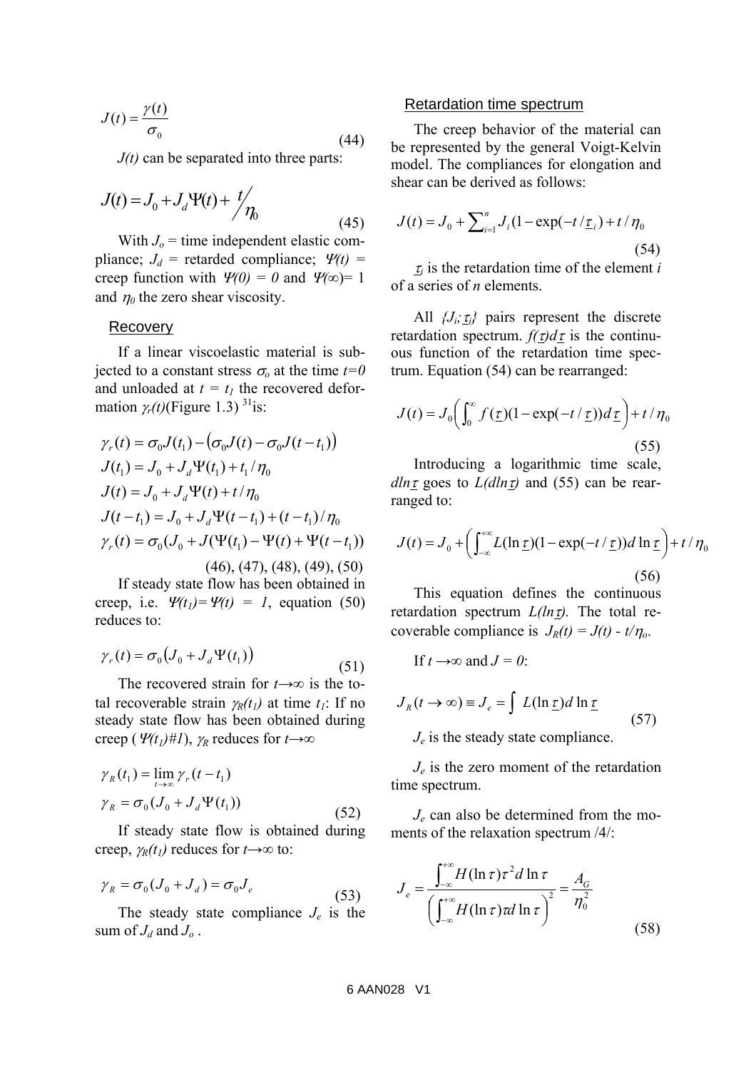$$J(t) = \frac{\gamma(t)}{\sigma_0} \tag{44}$$

$J(t)$ can be separated into three parts:

$$J(t) = J_0 + J_d \Psi(t) + t/\eta_0 \tag{45}$$

With $J_o$ = time independent elastic compliance; $J_d$ = retarded compliance; $\Psi(t)$ = creep function with $\Psi(0) = 0$ and $\Psi(\infty)$= 1 and $\eta_0$ the zero shear viscosity.

### Recovery

If a linear viscoelastic material is subjected to a constant stress $\sigma_o$ at the time $t=0$ and unloaded at $t = t_1$ the recovered deformation $\gamma_r(t)$(Figure 1.3) [31]is:

$$\gamma_r(t) = \sigma_0 J(t_1) - \left(\sigma_0 J(t) - \sigma_0 J(t - t_1)\right)$$
$$J(t_1) = J_0 + J_d \Psi(t_1) + t_1/\eta_0$$
$$J(t) = J_0 + J_d \Psi(t) + t/\eta_0$$
$$J(t - t_1) = J_0 + J_d \Psi(t - t_1) + (t - t_1)/\eta_0$$
$$\gamma_r(t) = \sigma_0 (J_0 + J(\Psi(t_1) - \Psi(t) + \Psi(t - t_1))$$

(46), (47), (48), (49), (50)

If steady state flow has been obtained in creep, i.e. $\Psi(t_1) = \Psi(t) = 1$, equation (50) reduces to:

$$\gamma_r(t) = \sigma_0 \left(J_0 + J_d \Psi(t_1)\right) \tag{51}$$

The recovered strain for $t \rightarrow \infty$ is the total recoverable strain $\gamma_R(t_1)$ at time $t_1$: If no steady state flow has been obtained during creep ( $\Psi(t_1)\#1$), $\gamma_R$ reduces for $t \rightarrow \infty$

$$\gamma_R(t_1) = \lim_{t \to \infty} \gamma_r(t - t_1)$$
$$\gamma_R = \sigma_0 (J_0 + J_d \Psi(t_1)) \tag{52}$$

If steady state flow is obtained during creep, $\gamma_R(t_1)$ reduces for $t \rightarrow \infty$ to:

$$\gamma_R = \sigma_0 (J_0 + J_d) = \sigma_0 J_e \tag{53}$$

The steady state compliance $J_e$ is the sum of $J_d$ and $J_o$ .

### Retardation time spectrum

The creep behavior of the material can be represented by the general Voigt-Kelvin model. The compliances for elongation and shear can be derived as follows:

$$J(t) = J_0 + \sum_{i=1}^{n} J_i (1 - \exp(-t/\underline{\tau}_i) + t/\eta_0 \tag{54}$$

$\underline{\tau}_i$ is the retardation time of the element $i$ of a series of $n$ elements.

All $\{J_i; \underline{\tau}_i\}$ pairs represent the discrete retardation spectrum. $f(\underline{\tau})d\underline{\tau}$ is the continuous function of the retardation time spectrum. Equation (54) can be rearranged:

$$J(t) = J_0 \left( \int_0^{\infty} f(\underline{\tau})(1 - \exp(-t/\underline{\tau}))d\underline{\tau} \right) + t/\eta_0 \tag{55}$$

Introducing a logarithmic time scale, $d\ln\underline{\tau}$ goes to $L(d\ln\underline{\tau})$ and (55) can be rearranged to:

$$J(t) = J_0 + \left( \int_{-\infty}^{+\infty} L(\ln \underline{\tau})(1 - \exp(-t/\underline{\tau}))d\ln\underline{\tau} \right) + t/\eta_0 \tag{56}$$

This equation defines the continuous retardation spectrum $L(\ln\underline{\tau})$. The total recoverable compliance is $J_R(t) = J(t) - t/\eta_o$.

If $t \rightarrow \infty$ and $J = 0$:

$$J_R(t \rightarrow \infty) \equiv J_e = \int L(\ln \underline{\tau}) d\ln \underline{\tau} \tag{57}$$

$J_e$ is the steady state compliance.

$J_e$ is the zero moment of the retardation time spectrum.

$J_e$ can also be determined from the moments of the relaxation spectrum /4/:

$$J_e = \frac{\int_{-\infty}^{+\infty} H(\ln \tau)\tau^2 d\ln \tau}{\left( \int_{-\infty}^{+\infty} H(\ln \tau)\tau d\ln \tau \right)^2} = \frac{A_G}{\eta_0^2} \tag{58}$$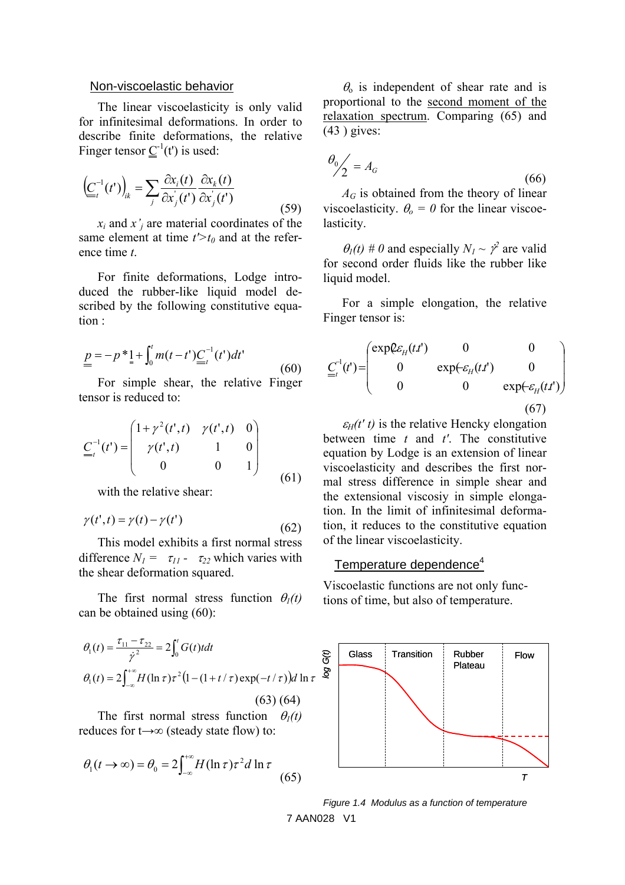## Non-viscoelastic behavior

The linear viscoelasticity is only valid for infinitesimal deformations. In order to describe finite deformations, the relative Finger tensor $\underline{\underline{C}}^{-1}(t')$ is used:

$$\left(\underline{\underline{C}}_t^{-1}(t')\right)_{ik} = \sum_j \frac{\partial x_i(t)}{\partial x'_j(t')} \frac{\partial x_k(t)}{\partial x'_j(t')} \tag{59}$$

$x_i$ and $x'_j$ are material coordinates of the same element at time $t' > t_0$ and at the reference time $t$.

For finite deformations, Lodge introduced the rubber-like liquid model described by the following constitutive equation :

$$\underline{\underline{p}} = -p^* \underline{\underline{1}} + \int_0^t m(t-t') \underline{\underline{C}}_t^{-1}(t') dt' \tag{60}$$

For simple shear, the relative Finger tensor is reduced to:

$$\underline{\underline{C}}_t^{-1}(t') = \begin{pmatrix} 1+\gamma^2(t',t) & \gamma(t',t) & 0 \\ \gamma(t',t) & 1 & 0 \\ 0 & 0 & 1 \end{pmatrix} \tag{61}$$

with the relative shear:

$$\gamma(t',t) = \gamma(t) - \gamma(t') \tag{62}$$

This model exhibits a first normal stress difference $N_1 = \tau_{11} - \tau_{22}$ which varies with the shear deformation squared.

The first normal stress function $\theta_1(t)$ can be obtained using (60):

$$\theta_1(t) = \frac{\tau_{11} - \tau_{22}}{\dot{\gamma}^2} = 2\int_0^t G(t) t dt$$

$$\theta_1(t) = 2\int_{-\infty}^{+\infty} H(\ln\tau)\tau^2 \left(1 - (1 + t/\tau)\exp(-t/\tau)\right) d\ln\tau$$

(63) (64)

The first normal stress function $\theta_1(t)$ reduces for $t \to \infty$ (steady state flow) to:

$$\theta_1(t \to \infty) = \theta_0 = 2\int_{-\infty}^{+\infty} H(\ln\tau)\tau^2 d\ln\tau \tag{65}$$

$\theta_0$ is independent of shear rate and is proportional to the second moment of the relaxation spectrum. Comparing (65) and (43 ) gives:

$$\theta_0 / 2 = A_G \tag{66}$$

$A_G$ is obtained from the theory of linear viscoelasticity. $\theta_o = 0$ for the linear viscoelasticity.

$\theta_1(t) \# 0$ and especially $N_1 \sim \dot{\gamma}^2$ are valid for second order fluids like the rubber like liquid model.

For a simple elongation, the relative Finger tensor is:

$$\underline{\underline{C}}_t^{-1}(t') = \begin{pmatrix} \exp(2\varepsilon_H(t,t')) & 0 & 0 \\ 0 & \exp(-\varepsilon_H(t,t')) & 0 \\ 0 & 0 & \exp(-\varepsilon_H(t,t')) \end{pmatrix} \tag{67}$$

$\varepsilon_H(t'\,t)$ is the relative Hencky elongation between time $t$ and $t'$. The constitutive equation by Lodge is an extension of linear viscoelasticity and describes the first normal stress difference in simple shear and the extensional viscosiy in simple elongation. In the limit of infinitesimal deformation, it reduces to the constitutive equation of the linear viscoelasticity.

## Temperature dependence[4]

Viscoelastic functions are not only functions of time, but also of temperature.

Figure 1.4 Modulus as a function of temperature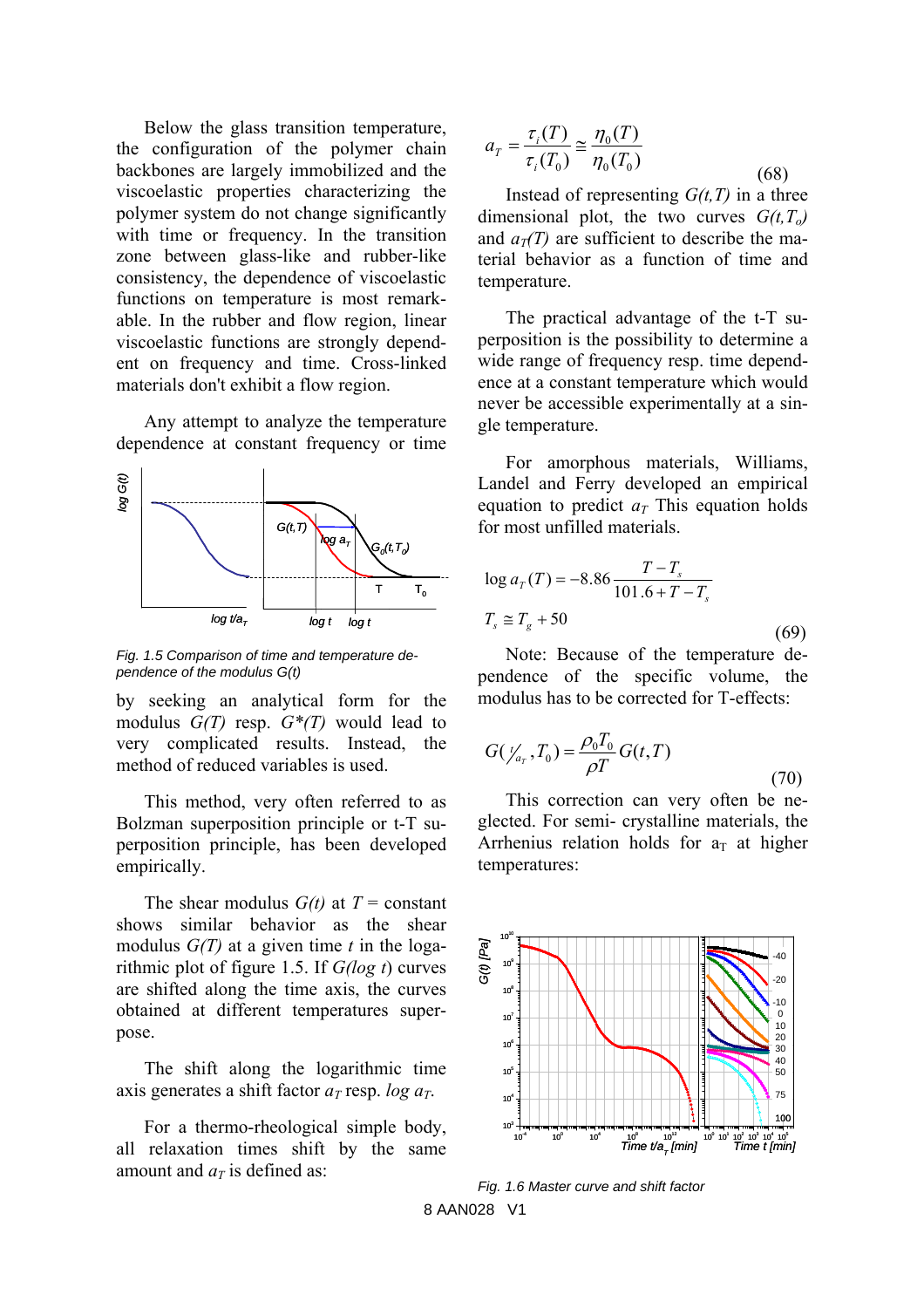Below the glass transition temperature, the configuration of the polymer chain backbones are largely immobilized and the viscoelastic properties characterizing the polymer system do not change significantly with time or frequency. In the transition zone between glass-like and rubber-like consistency, the dependence of viscoelastic functions on temperature is most remarkable. In the rubber and flow region, linear viscoelastic functions are strongly dependent on frequency and time. Cross-linked materials don't exhibit a flow region.

Any attempt to analyze the temperature dependence at constant frequency or time by seeking an analytical form for the modulus *G(T)* resp. *G\*(T)* would lead to very complicated results. Instead, the method of reduced variables is used.

*Fig. 1.5 Comparison of time and temperature dependence of the modulus G(t)*

This method, very often referred to as Bolzman superposition principle or t-T superposition principle, has been developed empirically.

The shear modulus *G(t)* at $T$ = constant shows similar behavior as the shear modulus *G(T)* at a given time *t* in the logarithmic plot of figure 1.5. If *G(log t)* curves are shifted along the time axis, the curves obtained at different temperatures superpose.

The shift along the logarithmic time axis generates a shift factor $a_T$ resp. $\log a_T$.

For a thermo-rheological simple body, all relaxation times shift by the same amount and $a_T$ is defined as:

$$a_T = \frac{\tau_i(T)}{\tau_i(T_0)} \cong \frac{\eta_0(T)}{\eta_0(T_0)} \tag{68}$$

Instead of representing $G(t,T)$ in a three dimensional plot, the two curves $G(t,T_o)$ and $a_T(T)$ are sufficient to describe the material behavior as a function of time and temperature.

The practical advantage of the t-T superposition is the possibility to determine a wide range of frequency resp. time dependence at a constant temperature which would never be accessible experimentally at a single temperature.

For amorphous materials, Williams, Landel and Ferry developed an empirical equation to predict $a_T$ This equation holds for most unfilled materials.

$$\log a_T(T) = -8.86 \frac{T - T_s}{101.6 + T - T_s}$$

$$T_s \cong T_g + 50 \tag{69}$$

Note: Because of the temperature dependence of the specific volume, the modulus has to be corrected for T-effects:

$$G(t/a_T, T_0) = \frac{\rho_0 T_0}{\rho T} G(t,T) \tag{70}$$

This correction can very often be neglected. For semi- crystalline materials, the Arrhenius relation holds for $a_T$ at higher temperatures:

*Fig. 1.6 Master curve and shift factor*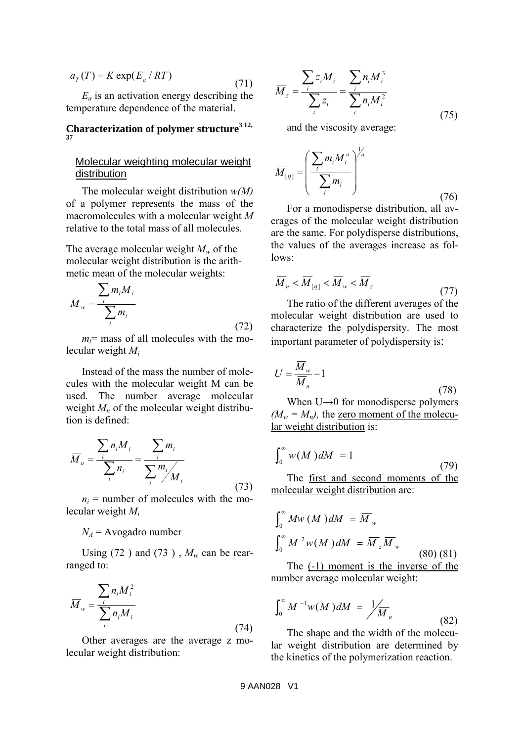$$a_T(T) = K \exp(E_a / RT) \tag{71}$$

$E_a$ is an activation energy describing the temperature dependence of the material.

## Characterization of polymer structure[3 12, 37]

### Molecular weighting molecular weight distribution

The molecular weight distribution *w(M)* of a polymer represents the mass of the macromolecules with a molecular weight *M* relative to the total mass of all molecules.

The average molecular weight $M_w$ of the molecular weight distribution is the arithmetic mean of the molecular weights:

$$\overline{M}_w = \frac{\sum_i m_i M_i}{\sum_i m_i} \tag{72}$$

$m_i$= mass of all molecules with the molecular weight $M_i$

Instead of the mass the number of molecules with the molecular weight M can be used. The number average molecular weight $M_n$ of the molecular weight distribution is defined:

$$\overline{M}_n = \frac{\sum_i n_i M_i}{\sum_i n_i} = \frac{\sum_i m_i}{\sum_i m_i / M_i} \tag{73}$$

$n_i$ = number of molecules with the molecular weight $M_i$

$N_A$ = Avogadro number

Using (72 ) and (73 ) , $M_w$ can be rearranged to:

$$\overline{M}_w = \frac{\sum_i n_i M_i^2}{\sum_i n_i M_i} \tag{74}$$

Other averages are the average z molecular weight distribution:

$$\overline{M}_z = \frac{\sum_i z_i M_i}{\sum_i z_i} = \frac{\sum_i n_i M_i^3}{\sum_i n_i M_i^2} \tag{75}$$

and the viscosity average:

$$\overline{M}_{[\eta]} = \left( \frac{\sum_i m_i M_i^a}{\sum_i m_i} \right)^{1/a} \tag{76}$$

For a monodisperse distribution, all averages of the molecular weight distribution are the same. For polydisperse distributions, the values of the averages increase as follows:

$$\overline{M}_n < \overline{M}_{[\eta]} < \overline{M}_w < \overline{M}_z \tag{77}$$

The ratio of the different averages of the molecular weight distribution are used to characterize the polydispersity. The most important parameter of polydispersity is:

$$U = \frac{\overline{M}_w}{\overline{M}_n} - 1 \tag{78}$$

When U→0 for monodisperse polymers *($M_w$ = $M_n$)*, the zero moment of the molecular weight distribution is:

$$\int_0^\infty w(M)\, dM = 1 \tag{79}$$

The first and second moments of the molecular weight distribution are:

$$\int_0^\infty M w(M)\, dM = \overline{M}_w$$

$$\int_0^\infty M^2 w(M)\, dM = \overline{M}_z \overline{M}_w \tag{80) (81}$$

The (-1) moment is the inverse of the number average molecular weight:

$$\int_0^\infty M^{-1} w(M)\, dM = 1 / \overline{M}_n \tag{82}$$

The shape and the width of the molecular weight distribution are determined by the kinetics of the polymerization reaction.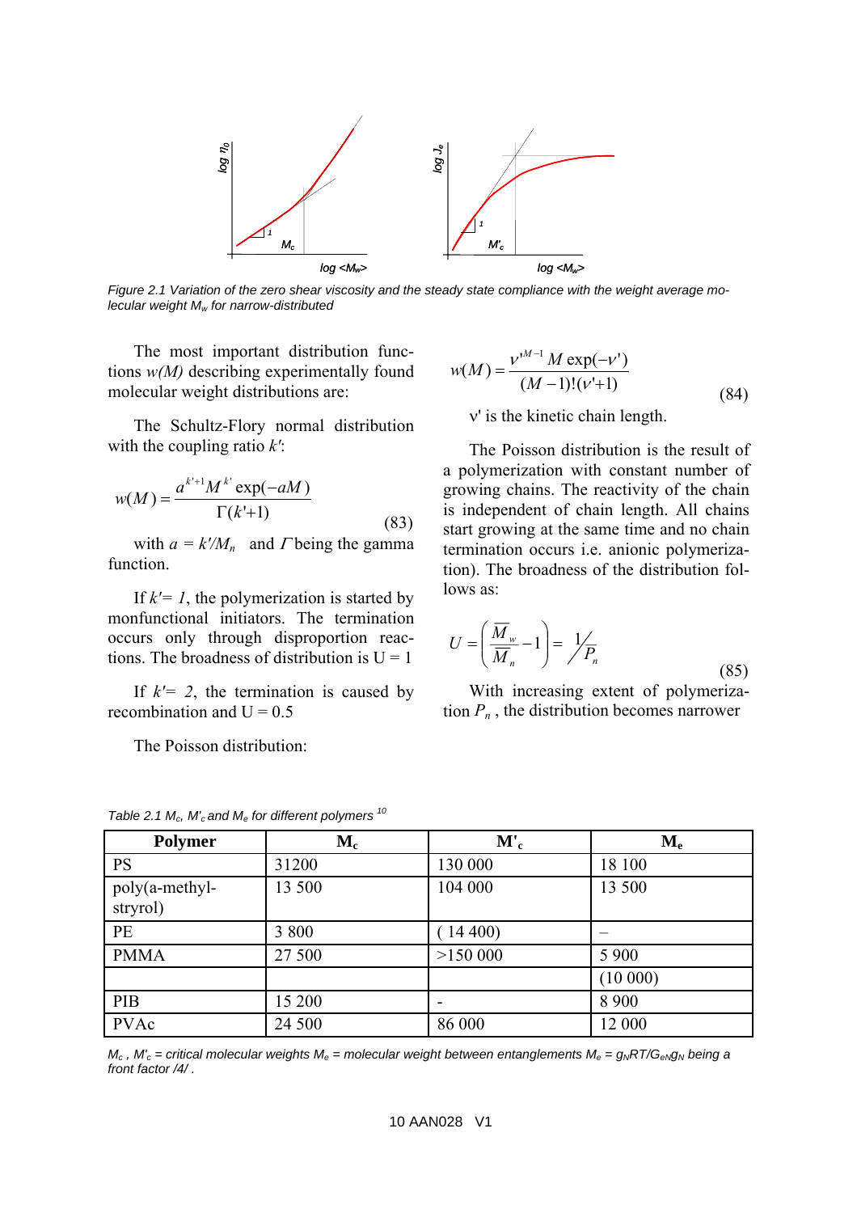Figure 2.1 Variation of the zero shear viscosity and the steady state compliance with the weight average molecular weight $M_w$ for narrow-distributed

The most important distribution functions $w(M)$ describing experimentally found molecular weight distributions are:

The Schultz-Flory normal distribution with the coupling ratio $k'$:

$$w(M) = \frac{a^{k'+1} M^{k'} \exp(-aM)}{\Gamma(k'+1)} \tag{83}$$

with $a = k'/M_n$ and $\Gamma$ being the gamma function.

If $k' = 1$, the polymerization is started by monfunctional initiators. The termination occurs only through disproportion reactions. The broadness of distribution is U = 1

If $k' = 2$, the termination is caused by recombination and U = 0.5

The Poisson distribution:

$$w(M) = \frac{\nu'^{M-1} M \exp(-\nu')}{(M-1)!(\nu'+1)} \tag{84}$$

$\nu'$ is the kinetic chain length.

The Poisson distribution is the result of a polymerization with constant number of growing chains. The reactivity of the chain is independent of chain length. All chains start growing at the same time and no chain termination occurs i.e. anionic polymerization). The broadness of the distribution follows as:

$$U = \left( \frac{\overline{M}_w}{\overline{M}_n} - 1 \right) = \frac{1}{\overline{P}_n} \tag{85}$$

With increasing extent of polymerization $P_n$, the distribution becomes narrower

Table 2.1 $M_c$, $M'_c$ and $M_e$ for different polymers [10]

| Polymer | $M_c$ | $M'_c$ | $M_e$ |
|---|---|---|---|
| PS | 31200 | 130 000 | 18 100 |
| poly(a-methyl-stryrol) | 13 500 | 104 000 | 13 500 |
| PE | 3 800 | ( 14 400) | – |
| PMMA | 27 500 | >150 000 | 5 900 |
| | | | (10 000) |
| PIB | 15 200 | - | 8 900 |
| PVAc | 24 500 | 86 000 | 12 000 |

$M_c$ , $M'_c$ = critical molecular weights $M_e$ = molecular weight between entanglements $M_e = g_N RT/G_{eN} g_N$ being a front factor /4/ .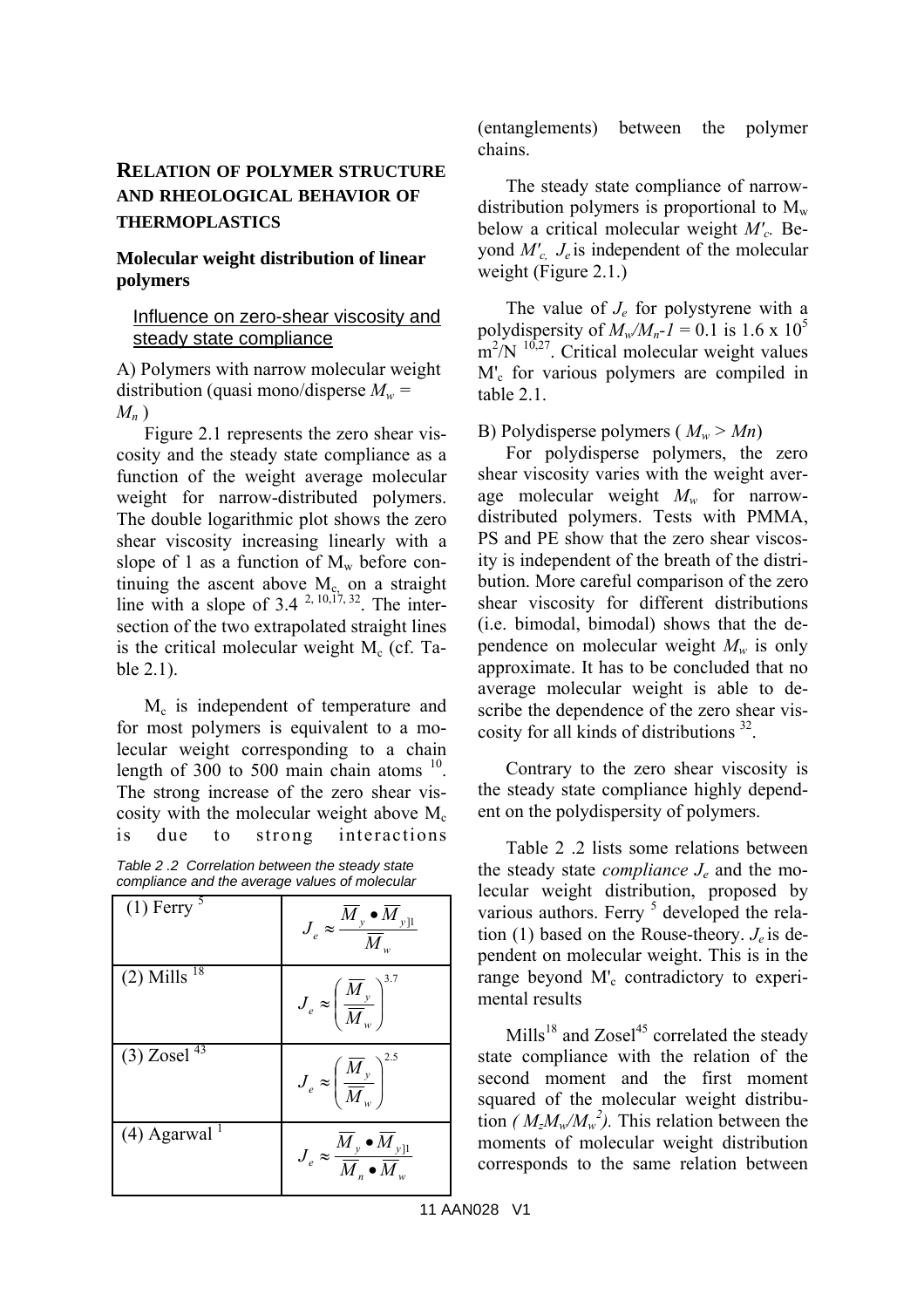## RELATION OF POLYMER STRUCTURE AND RHEOLOGICAL BEHAVIOR OF THERMOPLASTICS

### Molecular weight distribution of linear polymers

#### Influence on zero-shear viscosity and steady state compliance

A) Polymers with narrow molecular weight distribution (quasi mono/disperse $M_w = M_n$ )

Figure 2.1 represents the zero shear viscosity and the steady state compliance as a function of the weight average molecular weight for narrow-distributed polymers. The double logarithmic plot shows the zero shear viscosity increasing linearly with a slope of 1 as a function of $M_w$ before continuing the ascent above $M_c$ on a straight line with a slope of 3.4 [2, 10,17, 32]. The intersection of the two extrapolated straight lines is the critical molecular weight $M_c$ (cf. Table 2.1).

$M_c$ is independent of temperature and for most polymers is equivalent to a molecular weight corresponding to a chain length of 300 to 500 main chain atoms [10]. The strong increase of the zero shear viscosity with the molecular weight above $M_c$ is due to strong interactions (entanglements) between the polymer chains.

The steady state compliance of narrow-distribution polymers is proportional to $M_w$ below a critical molecular weight $M'_c$. Beyond $M'_c$, $J_e$ is independent of the molecular weight (Figure 2.1.)

The value of $J_e$ for polystyrene with a polydispersity of $M_w/M_n-1 = 0.1$ is $1.6 \times 10^5$ $m^2/N$ [10,27]. Critical molecular weight values $M'_c$ for various polymers are compiled in table 2.1.

B) Polydisperse polymers ( $M_w > Mn$)

For polydisperse polymers, the zero shear viscosity varies with the weight average molecular weight $M_w$ for narrow-distributed polymers. Tests with PMMA, PS and PE show that the zero shear viscosity is independent of the breath of the distribution. More careful comparison of the zero shear viscosity for different distributions (i.e. bimodal, bimodal) shows that the dependence on molecular weight $M_w$ is only approximate. It has to be concluded that no average molecular weight is able to describe the dependence of the zero shear viscosity for all kinds of distributions [32].

Contrary to the zero shear viscosity is the steady state compliance highly dependent on the polydispersity of polymers.

Table 2 .2 lists some relations between the steady state *compliance* $J_e$ and the molecular weight distribution, proposed by various authors. Ferry [5] developed the relation (1) based on the Rouse-theory. $J_e$ is dependent on molecular weight. This is in the range beyond $M'_c$ contradictory to experimental results

Mills[18] and Zosel[45] correlated the steady state compliance with the relation of the second moment and the first moment squared of the molecular weight distribution *( $M_zM_w/M_w^2$).* This relation between the moments of molecular weight distribution corresponds to the same relation between

*Table 2 .2 Correlation between the steady state compliance and the average values of molecular*

| | |
|---|---|
| (1) Ferry [5] | $J_e \approx \dfrac{\overline{M}_y \bullet \overline{M}_{y]1}}{\overline{M}_w}$ |
| (2) Mills [18] | $J_e \approx \left(\dfrac{\overline{M}_y}{\overline{M}_w}\right)^{3.7}$ |
| (3) Zosel [43] | $J_e \approx \left(\dfrac{\overline{M}_y}{\overline{M}_w}\right)^{2.5}$ |
| (4) Agarwal [1] | $J_e \approx \dfrac{\overline{M}_y \bullet \overline{M}_{y]1}}{\overline{M}_n \bullet \overline{M}_w}$ |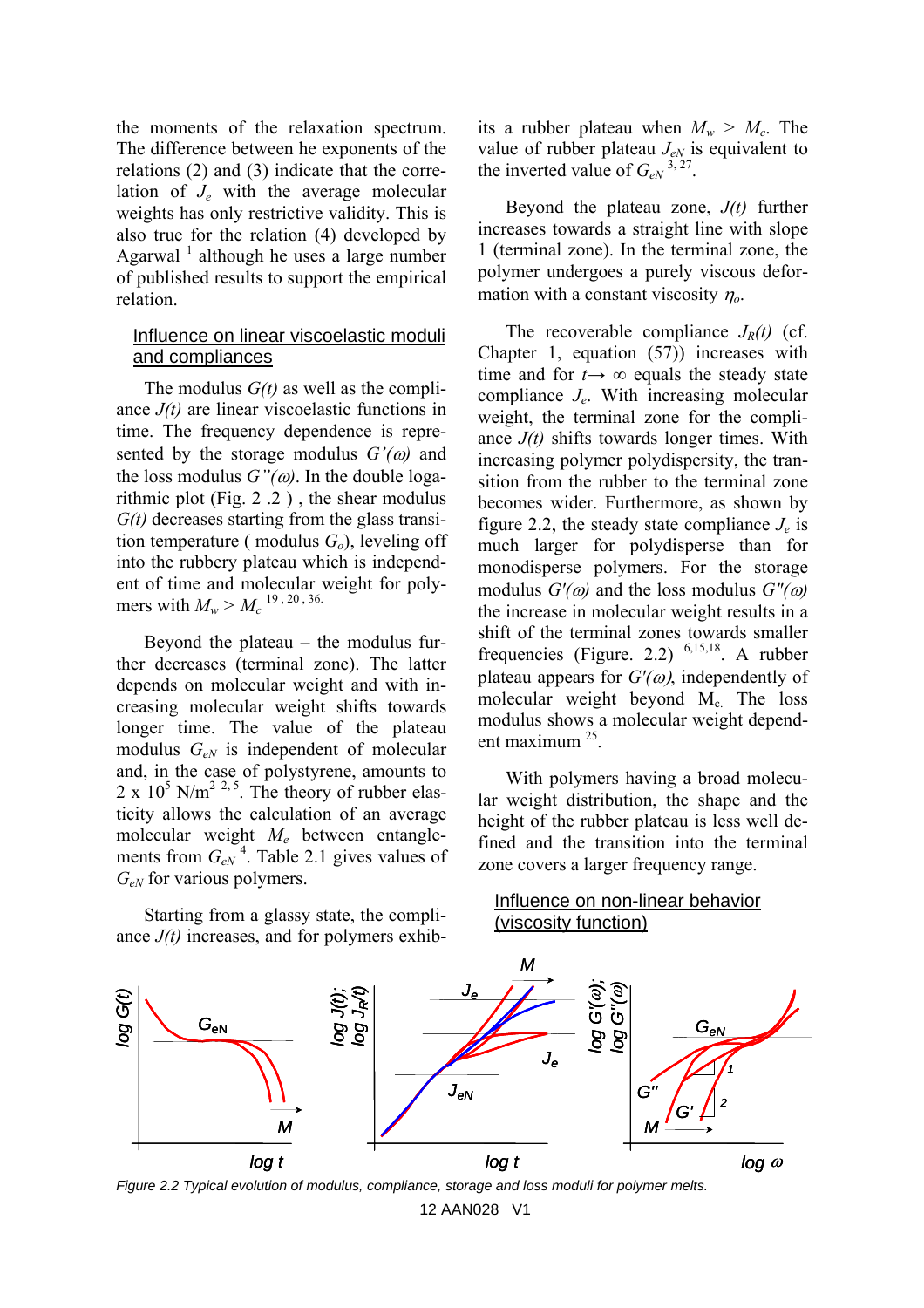the moments of the relaxation spectrum. The difference between he exponents of the relations (2) and (3) indicate that the correlation of $J_e$ with the average molecular weights has only restrictive validity. This is also true for the relation (4) developed by Agarwal [1] although he uses a large number of published results to support the empirical relation.

## Influence on linear viscoelastic moduli and compliances

The modulus $G(t)$ as well as the compliance $J(t)$ are linear viscoelastic functions in time. The frequency dependence is represented by the storage modulus $G'(\omega)$ and the loss modulus $G''(\omega)$. In the double logarithmic plot (Fig. 2 .2 ) , the shear modulus $G(t)$ decreases starting from the glass transition temperature ( modulus $G_o$), leveling off into the rubbery plateau which is independent of time and molecular weight for polymers with $M_w > M_c$ [19, 20, 36].

Beyond the plateau – the modulus further decreases (terminal zone). The latter depends on molecular weight and with increasing molecular weight shifts towards longer time. The value of the plateau modulus $G_{eN}$ is independent of molecular and, in the case of polystyrene, amounts to $2 \times 10^5$ N/m$^2$ [2, 5]. The theory of rubber elasticity allows the calculation of an average molecular weight $M_e$ between entanglements from $G_{eN}$ [4]. Table 2.1 gives values of $G_{eN}$ for various polymers.

Starting from a glassy state, the compliance $J(t)$ increases, and for polymers exhibits a rubber plateau when $M_w > M_c$. The value of rubber plateau $J_{eN}$ is equivalent to the inverted value of $G_{eN}$ [3, 27].

Beyond the plateau zone, $J(t)$ further increases towards a straight line with slope 1 (terminal zone). In the terminal zone, the polymer undergoes a purely viscous deformation with a constant viscosity $\eta_o$.

The recoverable compliance $J_R(t)$ (cf. Chapter 1, equation (57)) increases with time and for $t \rightarrow \infty$ equals the steady state compliance $J_e$. With increasing molecular weight, the terminal zone for the compliance $J(t)$ shifts towards longer times. With increasing polymer polydispersity, the transition from the rubber to the terminal zone becomes wider. Furthermore, as shown by figure 2.2, the steady state compliance $J_e$ is much larger for polydisperse than for monodisperse polymers. For the storage modulus $G'(\omega)$ and the loss modulus $G''(\omega)$ the increase in molecular weight results in a shift of the terminal zones towards smaller frequencies (Figure. 2.2) [6,15,18]. A rubber plateau appears for $G'(\omega)$, independently of molecular weight beyond $M_c$. The loss modulus shows a molecular weight dependent maximum [25].

With polymers having a broad molecular weight distribution, the shape and the height of the rubber plateau is less well defined and the transition into the terminal zone covers a larger frequency range.

## Influence on non-linear behavior (viscosity function)

*Figure 2.2 Typical evolution of modulus, compliance, storage and loss moduli for polymer melts.*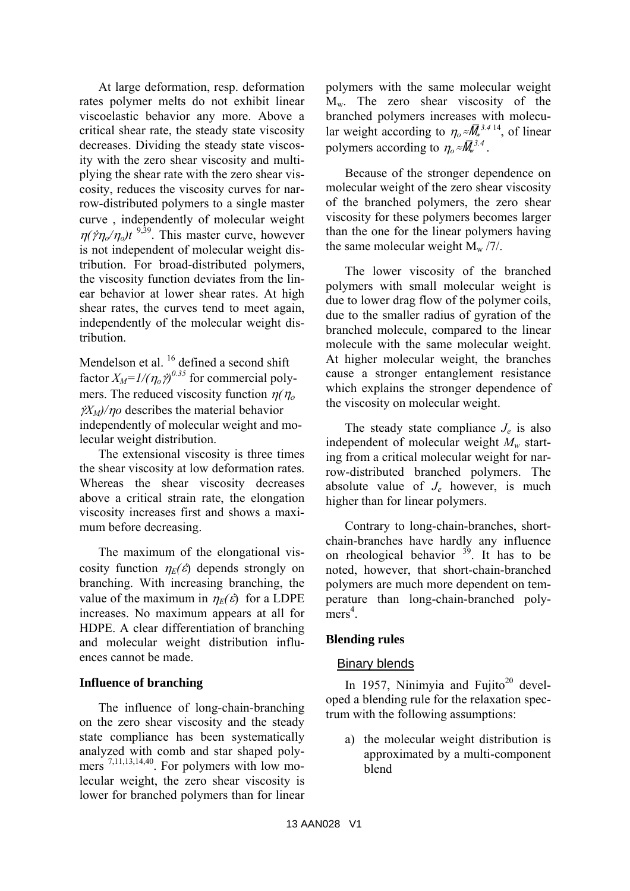At large deformation, resp. deformation rates polymer melts do not exhibit linear viscoelastic behavior any more. Above a critical shear rate, the steady state viscosity decreases. Dividing the steady state viscosity with the zero shear viscosity and multiplying the shear rate with the zero shear viscosity, reduces the viscosity curves for narrow-distributed polymers to a single master curve , independently of molecular weight $\eta(\dot{\gamma}\eta_o/\eta_o)t$ [9,39]. This master curve, however is not independent of molecular weight distribution. For broad-distributed polymers, the viscosity function deviates from the linear behavior at lower shear rates. At high shear rates, the curves tend to meet again, independently of the molecular weight distribution.

Mendelson et al. [16] defined a second shift factor $X_M=1/(\eta_o\dot{\gamma})^{0.35}$ for commercial polymers. The reduced viscosity function $\eta(\eta_o \dot{\gamma}X_M)/\eta o$ describes the material behavior independently of molecular weight and molecular weight distribution.

The extensional viscosity is three times the shear viscosity at low deformation rates. Whereas the shear viscosity decreases above a critical strain rate, the elongation viscosity increases first and shows a maximum before decreasing.

The maximum of the elongational viscosity function $\eta_E(\dot{\varepsilon})$ depends strongly on branching. With increasing branching, the value of the maximum in $\eta_E(\dot{\varepsilon})$ for a LDPE increases. No maximum appears at all for HDPE. A clear differentiation of branching and molecular weight distribution influences cannot be made.

**Influence of branching**

The influence of long-chain-branching on the zero shear viscosity and the steady state compliance has been systematically analyzed with comb and star shaped polymers [7,11,13,14,40]. For polymers with low molecular weight, the zero shear viscosity is lower for branched polymers than for linear polymers with the same molecular weight $M_w$. The zero shear viscosity of the branched polymers increases with molecular weight according to $\eta_o \approx \bar{M}_w^{3.4}$ [14], of linear polymers according to $\eta_o \approx \bar{M}_w^{3.4}$.

Because of the stronger dependence on molecular weight of the zero shear viscosity of the branched polymers, the zero shear viscosity for these polymers becomes larger than the one for the linear polymers having the same molecular weight $M_w$ /7/.

The lower viscosity of the branched polymers with small molecular weight is due to lower drag flow of the polymer coils, due to the smaller radius of gyration of the branched molecule, compared to the linear molecule with the same molecular weight. At higher molecular weight, the branches cause a stronger entanglement resistance which explains the stronger dependence of the viscosity on molecular weight.

The steady state compliance $J_e$ is also independent of molecular weight $M_w$ starting from a critical molecular weight for narrow-distributed branched polymers. The absolute value of $J_e$ however, is much higher than for linear polymers.

Contrary to long-chain-branches, short-chain-branches have hardly any influence on rheological behavior [39]. It has to be noted, however, that short-chain-branched polymers are much more dependent on temperature than long-chain-branched polymers[4].

**Blending rules**

### Binary blends

In 1957, Ninimyia and Fujito[20] developed a blending rule for the relaxation spectrum with the following assumptions:

a) the molecular weight distribution is approximated by a multi-component blend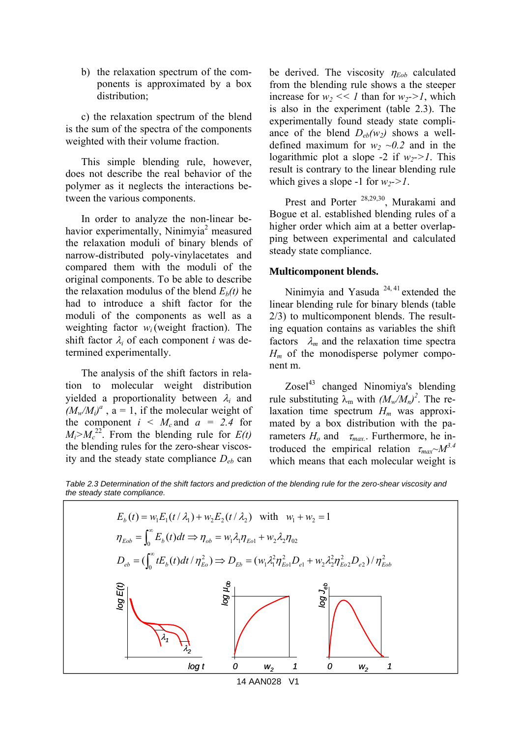b) the relaxation spectrum of the components is approximated by a box distribution;

c) the relaxation spectrum of the blend is the sum of the spectra of the components weighted with their volume fraction.

This simple blending rule, however, does not describe the real behavior of the polymer as it neglects the interactions between the various components.

In order to analyze the non-linear behavior experimentally, Ninimyia[2] measured the relaxation moduli of binary blends of narrow-distributed poly-vinylacetates and compared them with the moduli of the original components. To be able to describe the relaxation modulus of the blend $E_b(t)$ he had to introduce a shift factor for the moduli of the components as well as a weighting factor $w_i$ (weight fraction). The shift factor $\lambda_i$ of each component $i$ was determined experimentally.

The analysis of the shift factors in relation to molecular weight distribution yielded a proportionality between $\lambda_i$ and $(M_w/M_i)^a$ , a = 1, if the molecular weight of the component $i$ < $M_c$ and $a$ = $2.4$ for $M_i$>$M_c$[22]. From the blending rule for $E(t)$ the blending rules for the zero-shear viscosity and the steady state compliance $D_{eb}$ can be derived. The viscosity $\eta_{Eob}$ calculated from the blending rule shows a the steeper increase for $w_2 << 1$ than for $w_2 \to 1$, which is also in the experiment (table 2.3). The experimentally found steady state compliance of the blend $D_{eb}(w_2)$ shows a well-defined maximum for $w_2 \sim 0.2$ and in the logarithmic plot a slope -2 if $w_2 \to 1$. This result is contrary to the linear blending rule which gives a slope -1 for $w_2 \to 1$.

Prest and Porter [28,29,30], Murakami and Bogue et al. established blending rules of a higher order which aim at a better overlapping between experimental and calculated steady state compliance.

**Multicomponent blends.**

Ninimyia and Yasuda [24, 41] extended the linear blending rule for binary blends (table 2/3) to multicomponent blends. The resulting equation contains as variables the shift factors $\lambda_m$ and the relaxation time spectra $H_m$ of the monodisperse polymer component m.

Zosel[43] changed Ninomiya's blending rule substituting $\lambda_m$ with $(M_w/M_n)^2$. The relaxation time spectrum $H_m$ was approximated by a box distribution with the parameters $H_o$ and $\tau_{max.}$. Furthermore, he introduced the empirical relation $\tau_{max} \sim M^{3.4}$ which means that each molecular weight is

*Table 2.3 Determination of the shift factors and prediction of the blending rule for the zero-shear viscosity and the steady state compliance.*

$$E_b(t) = w_1 E_1(t/\lambda_1) + w_2 E_2(t/\lambda_2) \quad \text{with} \quad w_1 + w_2 = 1$$

$$\eta_{Eob} = \int_0^\infty E_b(t)dt \Rightarrow \eta_{ob} = w_1\lambda_1\eta_{Eo1} + w_2\lambda_2\eta_{02}$$

$$D_{eb} = \left(\int_0^\infty tE_b(t)dt / \eta_{Eo}^2\right) \Rightarrow D_{Eb} = (w_1\lambda_1^2\eta_{Eo1}^2 D_{e1} + w_2\lambda_2^2\eta_{Eo2}^2 D_{e2}) / \eta_{Eob}^2$$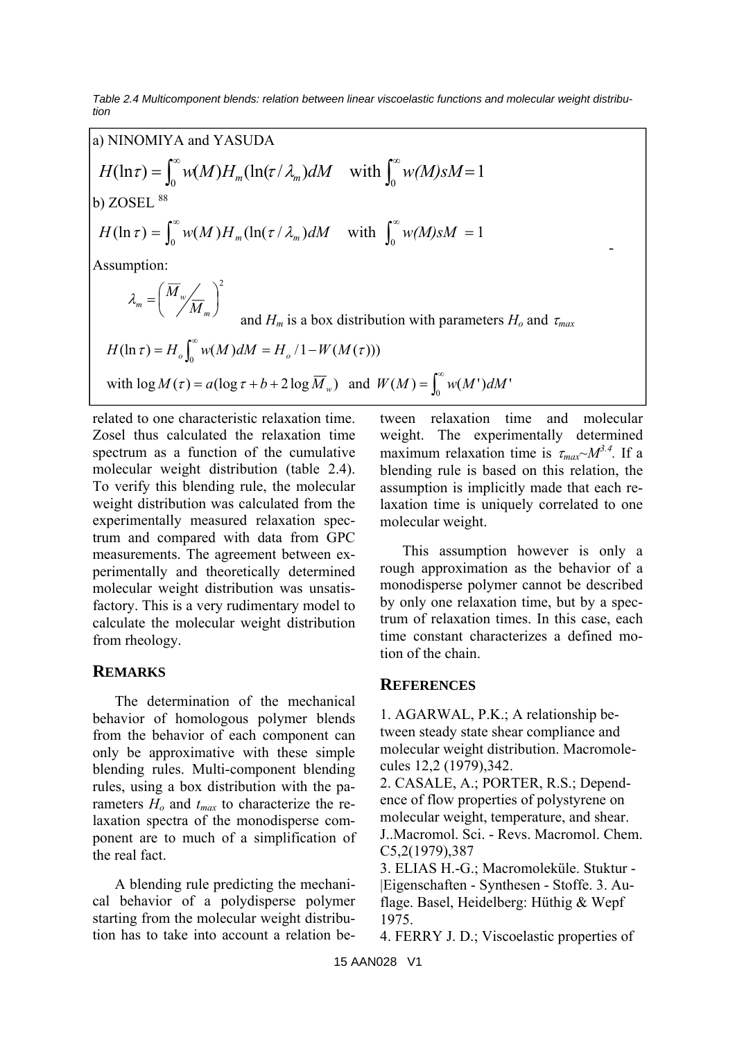*Table 2.4 Multicomponent blends: relation between linear viscoelastic functions and molecular weight distribution*

a) NINOMIYA and YASUDA

$$H(\ln\tau) = \int_0^\infty w(M) H_m(\ln(\tau/\lambda_m)) dM \quad \text{with} \int_0^\infty w(M) sM = 1$$

b) ZOSEL [88]

$$H(\ln\tau) = \int_0^\infty w(M) H_m(\ln(\tau/\lambda_m)) dM \quad \text{with} \int_0^\infty w(M) sM = 1$$

Assumption:

$$\lambda_m = \left( \overline{M}_w \big/ \overline{M}_m \right)^2$$

and $H_m$ is a box distribution with parameters $H_o$ and $\tau_{max}$

$$H(\ln\tau) = H_o \int_0^\infty w(M) dM = H_o / 1 - W(M(\tau)))$$

$$\text{with} \log M(\tau) = a(\log\tau + b + 2\log\overline{M}_w) \quad \text{and} \quad W(M) = \int_0^\infty w(M') dM'$$

related to one characteristic relaxation time. Zosel thus calculated the relaxation time spectrum as a function of the cumulative molecular weight distribution (table 2.4). To verify this blending rule, the molecular weight distribution was calculated from the experimentally measured relaxation spectrum and compared with data from GPC measurements. The agreement between experimentally and theoretically determined molecular weight distribution was unsatisfactory. This is a very rudimentary model to calculate the molecular weight distribution from rheology.

## REMARKS

The determination of the mechanical behavior of homologous polymer blends from the behavior of each component can only be approximative with these simple blending rules. Multi-component blending rules, using a box distribution with the parameters $H_o$ and $t_{max}$ to characterize the relaxation spectra of the monodisperse component are to much of a simplification of the real fact.

A blending rule predicting the mechanical behavior of a polydisperse polymer starting from the molecular weight distribution has to take into account a relation between relaxation time and molecular weight. The experimentally determined maximum relaxation time is $\tau_{max} \sim M^{3.4}$. If a blending rule is based on this relation, the assumption is implicitly made that each relaxation time is uniquely correlated to one molecular weight.

This assumption however is only a rough approximation as the behavior of a monodisperse polymer cannot be described by only one relaxation time, but by a spectrum of relaxation times. In this case, each time constant characterizes a defined motion of the chain.

## REFERENCES

1. AGARWAL, P.K.; A relationship between steady state shear compliance and molecular weight distribution. Macromolecules 12,2 (1979),342.
2. CASALE, A.; PORTER, R.S.; Dependence of flow properties of polystyrene on molecular weight, temperature, and shear. J..Macromol. Sci. - Revs. Macromol. Chem. C5,2(1979),387
3. ELIAS H.-G.; Macromoleküle. Stuktur - |Eigenschaften - Synthesen - Stoffe. 3. Auflage. Basel, Heidelberg: Hüthig & Wepf 1975.
4. FERRY J. D.; Viscoelastic properties of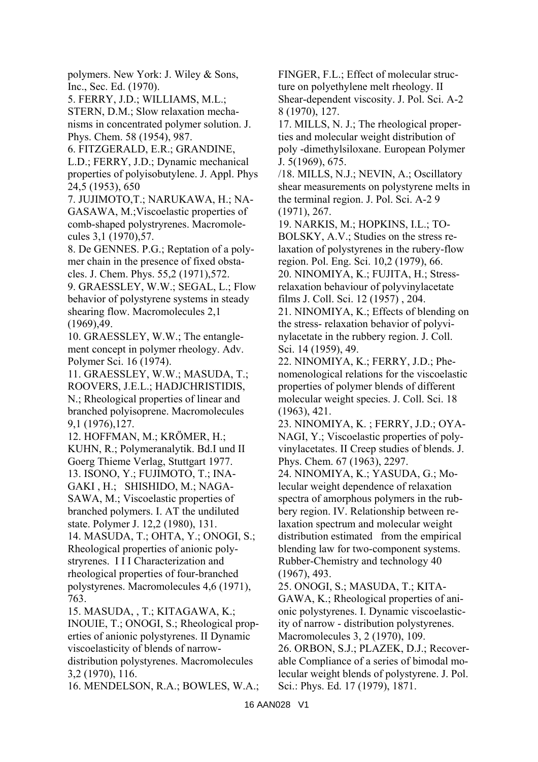polymers. New York: J. Wiley & Sons, Inc., Sec. Ed. (1970).

5. FERRY, J.D.; WILLIAMS, M.L.; STERN, D.M.; Slow relaxation mechanisms in concentrated polymer solution. J. Phys. Chem. 58 (1954), 987.

6. FITZGERALD, E.R.; GRANDINE, L.D.; FERRY, J.D.; Dynamic mechanical properties of polyisobutylene. J. Appl. Phys 24,5 (1953), 650

7. JUJIMOTO,T.; NARUKAWA, H.; NAGASAWA, M.;Viscoelastic properties of comb-shaped polystryrenes. Macromolecules 3,1 (1970),57.

8. De GENNES. P.G.; Reptation of a polymer chain in the presence of fixed obstacles. J. Chem. Phys. 55,2 (1971),572.

9. GRAESSLEY, W.W.; SEGAL, L.; Flow behavior of polystyrene systems in steady shearing flow. Macromolecules 2,1 (1969),49.

10. GRAESSLEY, W.W.; The entanglement concept in polymer rheology. Adv. Polymer Sci. 16 (1974).

11. GRAESSLEY, W.W.; MASUDA, T.; ROOVERS, J.E.L.; HADJCHRISTIDIS, N.; Rheological properties of linear and branched polyisoprene. Macromolecules 9,1 (1976),127.

12. HOFFMAN, M.; KRÖMER, H.; KUHN, R.; Polymeranalytik. Bd.I und II Goerg Thieme Verlag, Stuttgart 1977.

13. ISONO, Y.; FUJIMOTO, T.; INAGAKI , H.; SHISHIDO, M.; NAGASAWA, M.; Viscoelastic properties of branched polymers. I. AT the undiluted state. Polymer J. 12,2 (1980), 131.

14. MASUDA, T.; OHTA, Y.; ONOGI, S.; Rheological properties of anionic polystryrenes. I I I Characterization and rheological properties of four-branched polystyrenes. Macromolecules 4,6 (1971), 763.

15. MASUDA, , T.; KITAGAWA, K.; INOUIE, T.; ONOGI, S.; Rheological properties of anionic polystyrenes. II Dynamic viscoelasticity of blends of narrow-distribution polystyrenes. Macromolecules 3,2 (1970), 116.

16. MENDELSON, R.A.; BOWLES, W.A.; FINGER, F.L.; Effect of molecular structure on polyethylene melt rheology. II Shear-dependent viscosity. J. Pol. Sci. A-2 8 (1970), 127.

17. MILLS, N. J.; The rheological properties and molecular weight distribution of poly -dimethylsiloxane. European Polymer J. 5(1969), 675.

/18. MILLS, N.J.; NEVIN, A.; Oscillatory shear measurements on polystyrene melts in the terminal region. J. Pol. Sci. A-2 9 (1971), 267.

19. NARKIS, M.; HOPKINS, I.L.; TOBOLSKY, A.V.; Studies on the stress relaxation of polystyrenes in the rubery-flow region. Pol. Eng. Sci. 10,2 (1979), 66.

20. NINOMIYA, K.; FUJITA, H.; Stress-relaxation behaviour of polyvinylacetate films J. Coll. Sci. 12 (1957) , 204.

21. NINOMIYA, K.; Effects of blending on the stress- relaxation behavior of polyvinylacetate in the rubbery region. J. Coll. Sci. 14 (1959), 49.

22. NINOMIYA, K.; FERRY, J.D.; Phenomenological relations for the viscoelastic properties of polymer blends of different molecular weight species. J. Coll. Sci. 18 (1963), 421.

23. NINOMIYA, K. ; FERRY, J.D.; OYANAGI, Y.; Viscoelastic properties of polyvinylacetates. II Creep studies of blends. J. Phys. Chem. 67 (1963), 2297.

24. NINOMIYA, K.; YASUDA, G.; Molecular weight dependence of relaxation spectra of amorphous polymers in the rubbery region. IV. Relationship between relaxation spectrum and molecular weight distribution estimated from the empirical blending law for two-component systems. Rubber-Chemistry and technology 40 (1967), 493.

25. ONOGI, S.; MASUDA, T.; KITAGAWA, K.; Rheological properties of anionic polystyrenes. I. Dynamic viscoelasticity of narrow - distribution polystyrenes. Macromolecules 3, 2 (1970), 109.

26. ORBON, S.J.; PLAZEK, D.J.; Recoverable Compliance of a series of bimodal molecular weight blends of polystyrene. J. Pol. Sci.: Phys. Ed. 17 (1979), 1871.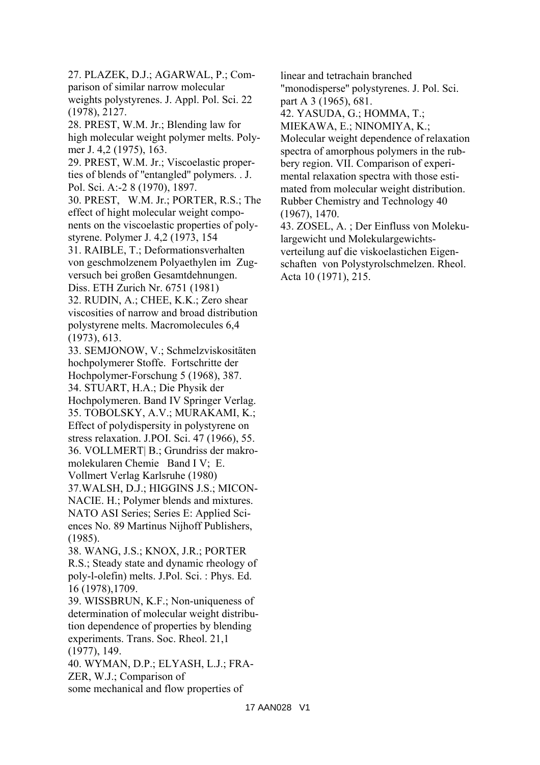27. PLAZEK, D.J.; AGARWAL, P.; Comparison of similar narrow molecular weights polystyrenes. J. Appl. Pol. Sci. 22 (1978), 2127.

28. PREST, W.M. Jr.; Blending law for high molecular weight polymer melts. Polymer J. 4,2 (1975), 163.

29. PREST, W.M. Jr.; Viscoelastic properties of blends of "entangled" polymers. . J. Pol. Sci. A:-2 8 (1970), 1897.

30. PREST, W.M. Jr.; PORTER, R.S.; The effect of hight molecular weight components on the viscoelastic properties of polystyrene. Polymer J. 4,2 (1973, 154

31. RAIBLE, T.; Deformationsverhalten von geschmolzenem Polyaethylen im Zugversuch bei großen Gesamtdehnungen. Diss. ETH Zurich Nr. 6751 (1981)

32. RUDIN, A.; CHEE, K.K.; Zero shear viscosities of narrow and broad distribution polystyrene melts. Macromolecules 6,4 (1973), 613.

33. SEMJONOW, V.; Schmelzviskositäten hochpolymerer Stoffe. Fortschritte der Hochpolymer-Forschung 5 (1968), 387.

34. STUART, H.A.; Die Physik der Hochpolymeren. Band IV Springer Verlag.

35. TOBOLSKY, A.V.; MURAKAMI, K.; Effect of polydispersity in polystyrene on stress relaxation. J.POI. Sci. 47 (1966), 55.

36. VOLLMERT| B.; Grundriss der makromolekularen Chemie Band I V; E. Vollmert Verlag Karlsruhe (1980)

37.WALSH, D.J.; HIGGINS J.S.; MICONNACIE. H.; Polymer blends and mixtures. NATO ASI Series; Series E: Applied Sciences No. 89 Martinus Nijhoff Publishers, (1985).

38. WANG, J.S.; KNOX, J.R.; PORTER R.S.; Steady state and dynamic rheology of poly-l-olefin) melts. J.Pol. Sci. : Phys. Ed. 16 (1978),1709.

39. WISSBRUN, K.F.; Non-uniqueness of determination of molecular weight distribution dependence of properties by blending experiments. Trans. Soc. Rheol. 21,1 (1977), 149.

40. WYMAN, D.P.; ELYASH, L.J.; FRAZER, W.J.; Comparison of some mechanical and flow properties of linear and tetrachain branched "monodisperse" polystyrenes. J. Pol. Sci. part A 3 (1965), 681.

42. YASUDA, G.; HOMMA, T.; MIEKAWA, E.; NINOMIYA, K.; Molecular weight dependence of relaxation spectra of amorphous polymers in the rubbery region. VII. Comparison of experimental relaxation spectra with those estimated from molecular weight distribution. Rubber Chemistry and Technology 40 (1967), 1470.

43. ZOSEL, A. ; Der Einfluss von Molekulargewicht und Molekulargewichtsverteilung auf die viskoelastichen Eigenschaften von Polystyrolschmelzen. Rheol. Acta 10 (1971), 215.